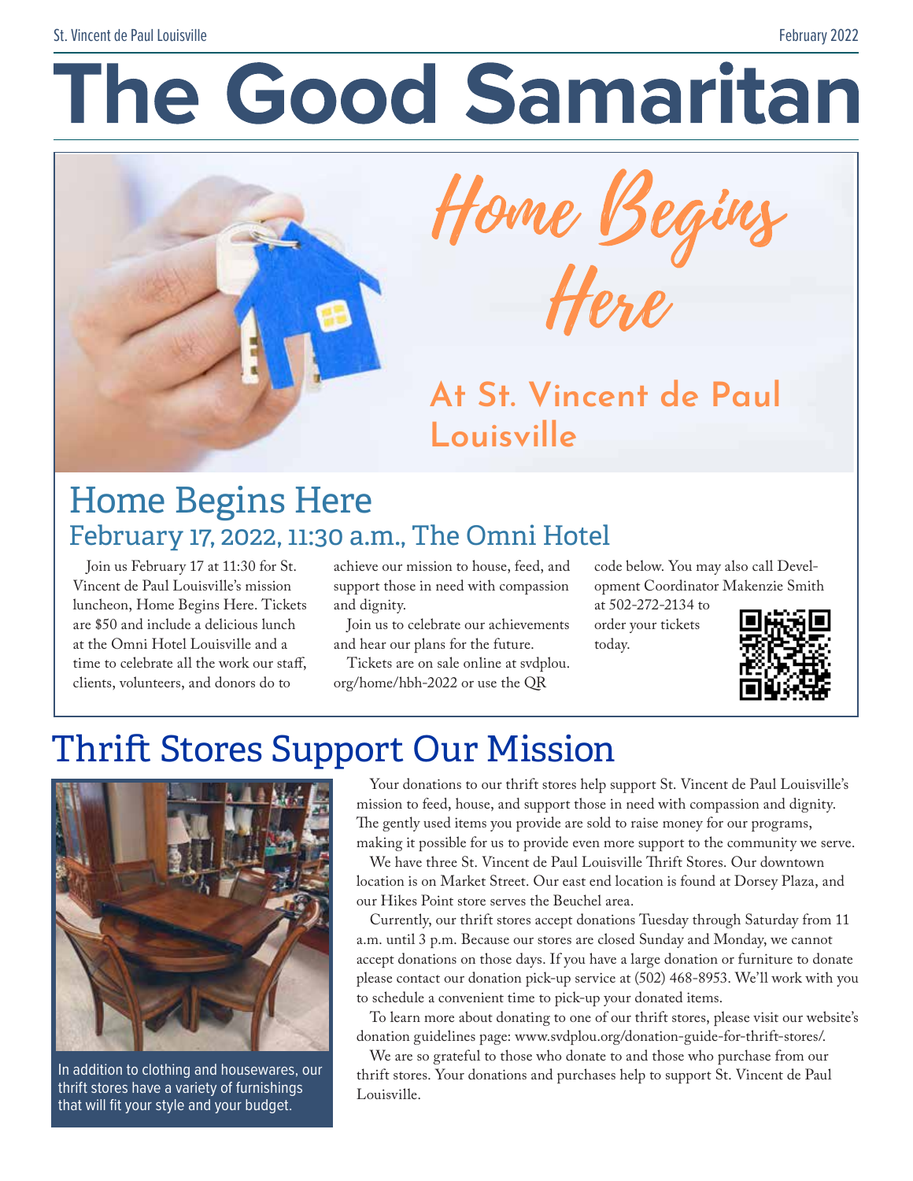# The Good Samaritan

Home Begins Here

At St. Vincent de Paul Louisville

## Home Begins Here

### February 17, 2022, 11:30 a.m., The Omni Hotel

Join us February 17 at 11:30 for St. Vincent de Paul Louisville's mission luncheon, Home Begins Here. Tickets are $50 and include a delicious lunch at the Omni Hotel Louisville and a time to celebrate all the work our staff, clients, volunteers, and donors do to achieve our mission to house, feed, and support those in need with compassion and dignity.

Join us to celebrate our achievements and hear our plans for the future.

Tickets are on sale online at svdplou.org/home/hbh-2022 or use the QR code below. You may also call Development Coordinator Makenzie Smith at 502-272-2134 to order your tickets today.

## Thrift Stores Support Our Mission

In addition to clothing and housewares, our thrift stores have a variety of furnishings that will fit your style and your budget.

Your donations to our thrift stores help support St. Vincent de Paul Louisville's mission to feed, house, and support those in need with compassion and dignity. The gently used items you provide are sold to raise money for our programs, making it possible for us to provide even more support to the community we serve.

We have three St. Vincent de Paul Louisville Thrift Stores. Our downtown location is on Market Street. Our east end location is found at Dorsey Plaza, and our Hikes Point store serves the Beuchel area.

Currently, our thrift stores accept donations Tuesday through Saturday from 11 a.m. until 3 p.m. Because our stores are closed Sunday and Monday, we cannot accept donations on those days. If you have a large donation or furniture to donate please contact our donation pick-up service at (502) 468-8953. We'll work with you to schedule a convenient time to pick-up your donated items.

To learn more about donating to one of our thrift stores, please visit our website's donation guidelines page: www.svdplou.org/donation-guide-for-thrift-stores/.

We are so grateful to those who donate to and those who purchase from our thrift stores. Your donations and purchases help to support St. Vincent de Paul Louisville.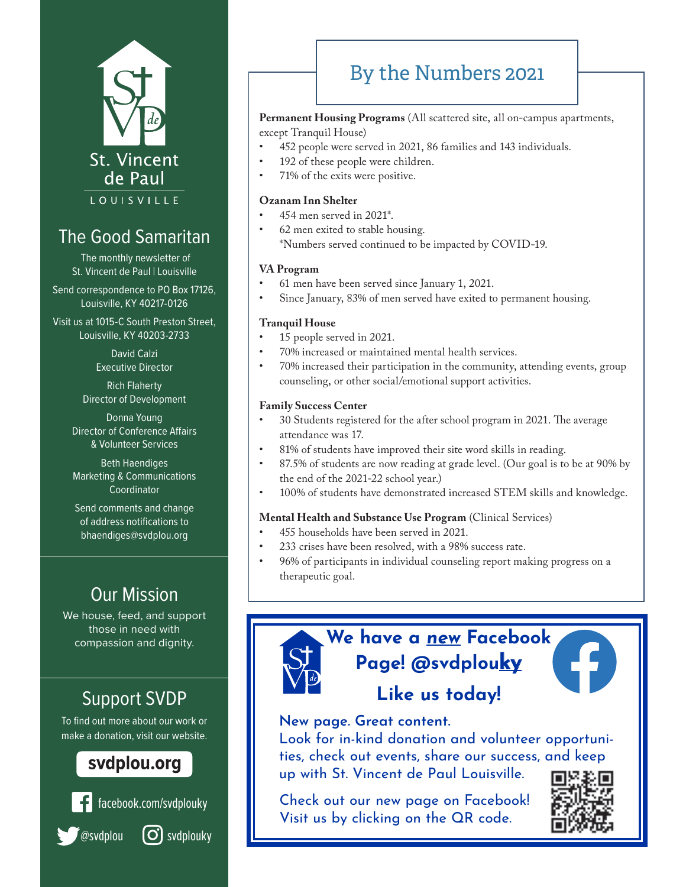St. Vincent de Paul

LOUISVILLE

## The Good Samaritan

The monthly newsletter of St. Vincent de Paul | Louisville

Send correspondence to PO Box 17126, Louisville, KY 40217-0126

Visit us at 1015-C South Preston Street, Louisville, KY 40203-2733

David Calzi
Executive Director

Rich Flaherty
Director of Development

Donna Young
Director of Conference Affairs & Volunteer Services

Beth Haendiges
Marketing & Communications Coordinator

Send comments and change of address notifications to bhaendiges@svdplou.org

## Our Mission

We house, feed, and support those in need with compassion and dignity.

## Support SVDP

To find out more about our work or make a donation, visit our website.

**svdplou.org**

facebook.com/svdplouky

@svdplou

svdplouky

# By the Numbers 2021

**Permanent Housing Programs** (All scattered site, all on-campus apartments, except Tranquil House)

- 452 people were served in 2021, 86 families and 143 individuals.
- 192 of these people were children.
- 71% of the exits were positive.

**Ozanam Inn Shelter**

- 454 men served in 2021*.
- 62 men exited to stable housing.
  *Numbers served continued to be impacted by COVID-19.

**VA Program**

- 61 men have been served since January 1, 2021.
- Since January, 83% of men served have exited to permanent housing.

**Tranquil House**

- 15 people served in 2021.
- 70% increased or maintained mental health services.
- 70% increased their participation in the community, attending events, group counseling, or other social/emotional support activities.

**Family Success Center**

- 30 Students registered for the after school program in 2021. The average attendance was 17.
- 81% of students have improved their site word skills in reading.
- 87.5% of students are now reading at grade level. (Our goal is to be at 90% by the end of the 2021-22 school year.)
- 100% of students have demonstrated increased STEM skills and knowledge.

**Mental Health and Substance Use Program** (Clinical Services)

- 455 households have been served in 2021.
- 233 crises have been resolved, with a 98% success rate.
- 96% of participants in individual counseling report making progress on a therapeutic goal.

**We have a *new* Facebook Page! @svdplouky**

**Like us today!**

New page. Great content.
Look for in-kind donation and volunteer opportunities, check out events, share our success, and keep up with St. Vincent de Paul Louisville.

Check out our new page on Facebook!
Visit us by clicking on the QR code.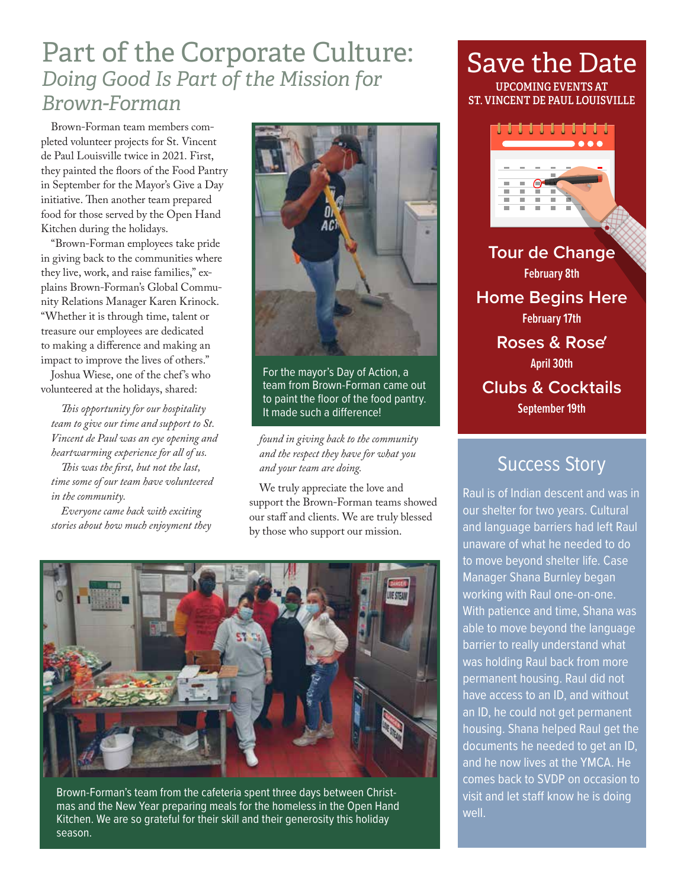# Part of the Corporate Culture: *Doing Good Is Part of the Mission for Brown-Forman*

Brown-Forman team members completed volunteer projects for St. Vincent de Paul Louisville twice in 2021. First, they painted the floors of the Food Pantry in September for the Mayor's Give a Day initiative. Then another team prepared food for those served by the Open Hand Kitchen during the holidays.

"Brown-Forman employees take pride in giving back to the communities where they live, work, and raise families," explains Brown-Forman's Global Community Relations Manager Karen Krinock. "Whether it is through time, talent or treasure our employees are dedicated to making a difference and making an impact to improve the lives of others."

Joshua Wiese, one of the chef's who volunteered at the holidays, shared:

> *This opportunity for our hospitality team to give our time and support to St. Vincent de Paul was an eye opening and heartwarming experience for all of us.*
>
> *This was the first, but not the last, time some of our team have volunteered in the community.*
>
> *Everyone came back with exciting stories about how much enjoyment they found in giving back to the community and the respect they have for what you and your team are doing.*

For the mayor's Day of Action, a team from Brown-Forman came out to paint the floor of the food pantry. It made such a difference!

We truly appreciate the love and support the Brown-Forman teams showed our staff and clients. We are truly blessed by those who support our mission.

Brown-Forman's team from the cafeteria spent three days between Christmas and the New Year preparing meals for the homeless in the Open Hand Kitchen. We are so grateful for their skill and their generosity this holiday season.

## Save the Date

UPCOMING EVENTS AT ST. VINCENT DE PAUL LOUISVILLE

**Tour de Change**
February 8th

**Home Begins Here**
February 17th

**Roses & Rosé**
April 30th

**Clubs & Cocktails**
September 19th

## Success Story

Raul is of Indian descent and was in our shelter for two years. Cultural and language barriers had left Raul unaware of what he needed to do to move beyond shelter life. Case Manager Shana Burnley began working with Raul one-on-one. With patience and time, Shana was able to move beyond the language barrier to really understand what was holding Raul back from more permanent housing. Raul did not have access to an ID, and without an ID, he could not get permanent housing. Shana helped Raul get the documents he needed to get an ID, and he now lives at the YMCA. He comes back to SVDP on occasion to visit and let staff know he is doing well.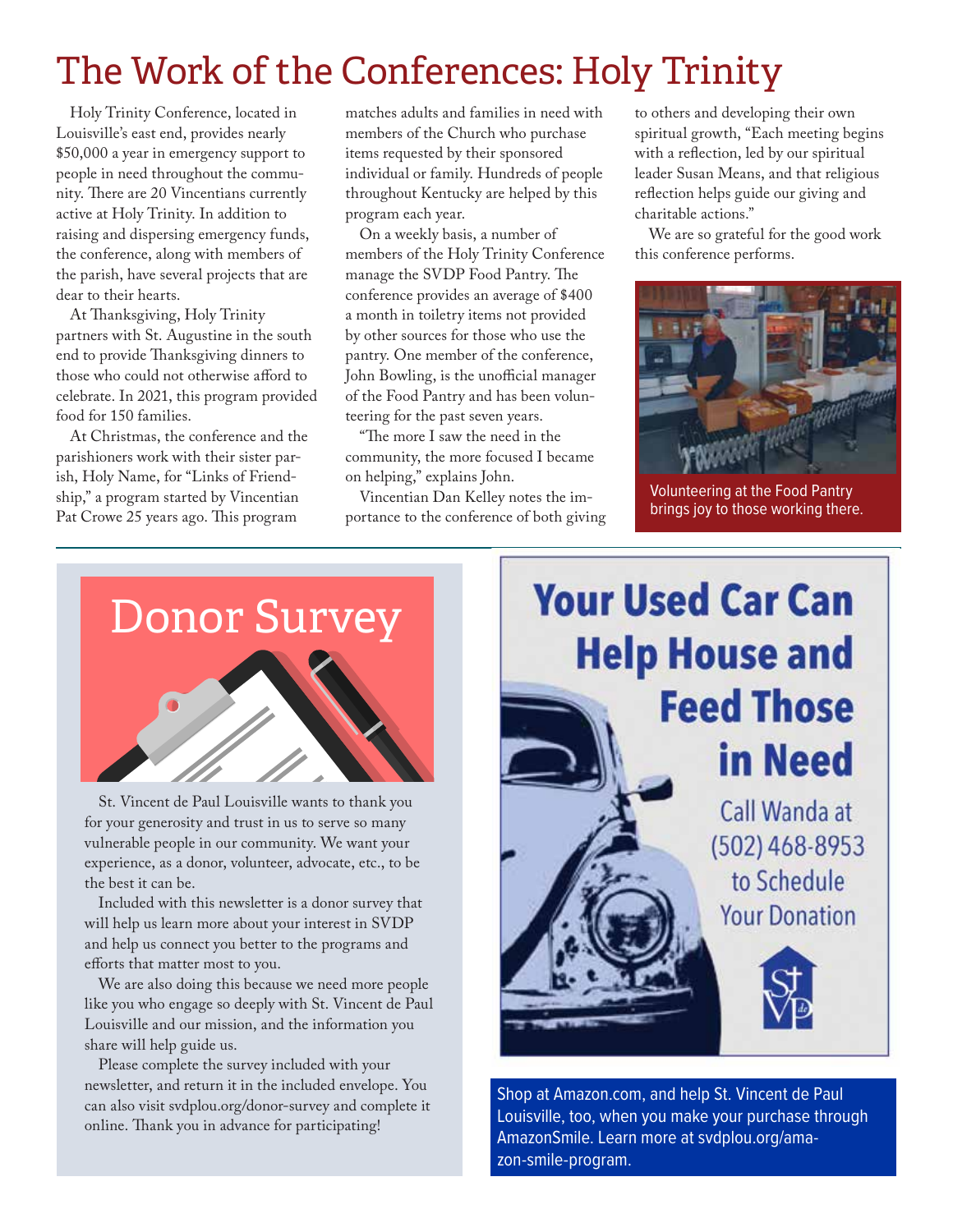# The Work of the Conferences: Holy Trinity

Holy Trinity Conference, located in Louisville's east end, provides nearly $50,000 a year in emergency support to people in need throughout the community. There are 20 Vincentians currently active at Holy Trinity. In addition to raising and dispersing emergency funds, the conference, along with members of the parish, have several projects that are dear to their hearts.

At Thanksgiving, Holy Trinity partners with St. Augustine in the south end to provide Thanksgiving dinners to those who could not otherwise afford to celebrate. In 2021, this program provided food for 150 families.

At Christmas, the conference and the parishioners work with their sister parish, Holy Name, for "Links of Friendship," a program started by Vincentian Pat Crowe 25 years ago. This program matches adults and families in need with members of the Church who purchase items requested by their sponsored individual or family. Hundreds of people throughout Kentucky are helped by this program each year.

On a weekly basis, a number of members of the Holy Trinity Conference manage the SVDP Food Pantry. The conference provides an average of $400 a month in toiletry items not provided by other sources for those who use the pantry. One member of the conference, John Bowling, is the unofficial manager of the Food Pantry and has been volunteering for the past seven years.

"The more I saw the need in the community, the more focused I became on helping," explains John.

Vincentian Dan Kelley notes the importance to the conference of both giving to others and developing their own spiritual growth, "Each meeting begins with a reflection, led by our spiritual leader Susan Means, and that religious reflection helps guide our giving and charitable actions."

We are so grateful for the good work this conference performs.

Volunteering at the Food Pantry brings joy to those working there.

## Donor Survey

St. Vincent de Paul Louisville wants to thank you for your generosity and trust in us to serve so many vulnerable people in our community. We want your experience, as a donor, volunteer, advocate, etc., to be the best it can be.

Included with this newsletter is a donor survey that will help us learn more about your interest in SVDP and help us connect you better to the programs and efforts that matter most to you.

We are also doing this because we need more people like you who engage so deeply with St. Vincent de Paul Louisville and our mission, and the information you share will help guide us.

Please complete the survey included with your newsletter, and return it in the included envelope. You can also visit svdplou.org/donor-survey and complete it online. Thank you in advance for participating!

## Your Used Car Can Help House and Feed Those in Need

Call Wanda at (502) 468-8953 to Schedule Your Donation

Shop at Amazon.com, and help St. Vincent de Paul Louisville, too, when you make your purchase through AmazonSmile. Learn more at svdplou.org/amazon-smile-program.